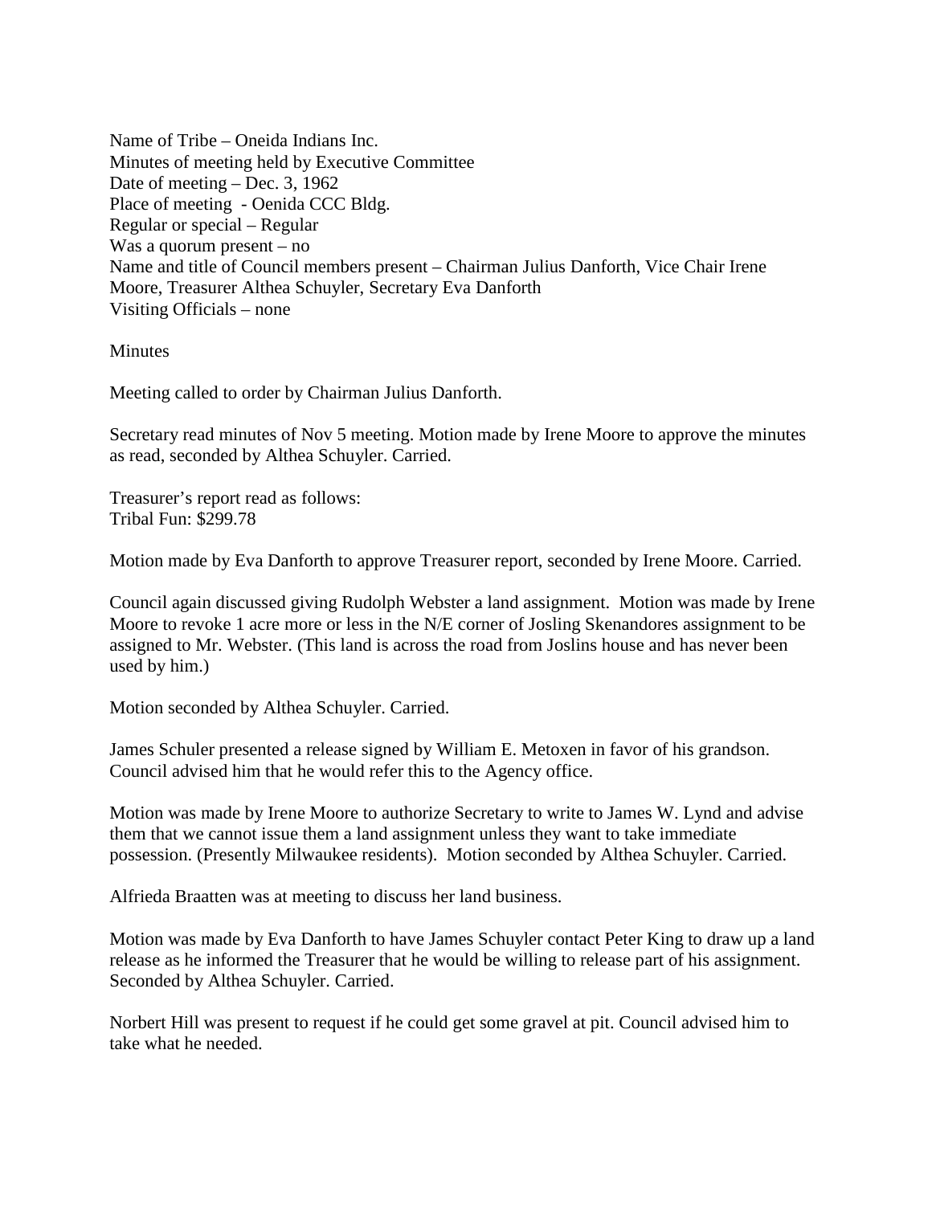Name of Tribe – Oneida Indians Inc.
Minutes of meeting held by Executive Committee
Date of meeting – Dec. 3, 1962
Place of meeting - Oenida CCC Bldg.
Regular or special – Regular
Was a quorum present – no
Name and title of Council members present – Chairman Julius Danforth, Vice Chair Irene Moore, Treasurer Althea Schuyler, Secretary Eva Danforth
Visiting Officials – none

Minutes

Meeting called to order by Chairman Julius Danforth.

Secretary read minutes of Nov 5 meeting. Motion made by Irene Moore to approve the minutes as read, seconded by Althea Schuyler. Carried.

Treasurer's report read as follows:
Tribal Fun: $299.78

Motion made by Eva Danforth to approve Treasurer report, seconded by Irene Moore. Carried.

Council again discussed giving Rudolph Webster a land assignment. Motion was made by Irene Moore to revoke 1 acre more or less in the N/E corner of Josling Skenandores assignment to be assigned to Mr. Webster. (This land is across the road from Joslins house and has never been used by him.)

Motion seconded by Althea Schuyler. Carried.

James Schuler presented a release signed by William E. Metoxen in favor of his grandson. Council advised him that he would refer this to the Agency office.

Motion was made by Irene Moore to authorize Secretary to write to James W. Lynd and advise them that we cannot issue them a land assignment unless they want to take immediate possession. (Presently Milwaukee residents). Motion seconded by Althea Schuyler. Carried.

Alfrieda Braatten was at meeting to discuss her land business.

Motion was made by Eva Danforth to have James Schuyler contact Peter King to draw up a land release as he informed the Treasurer that he would be willing to release part of his assignment. Seconded by Althea Schuyler. Carried.

Norbert Hill was present to request if he could get some gravel at pit. Council advised him to take what he needed.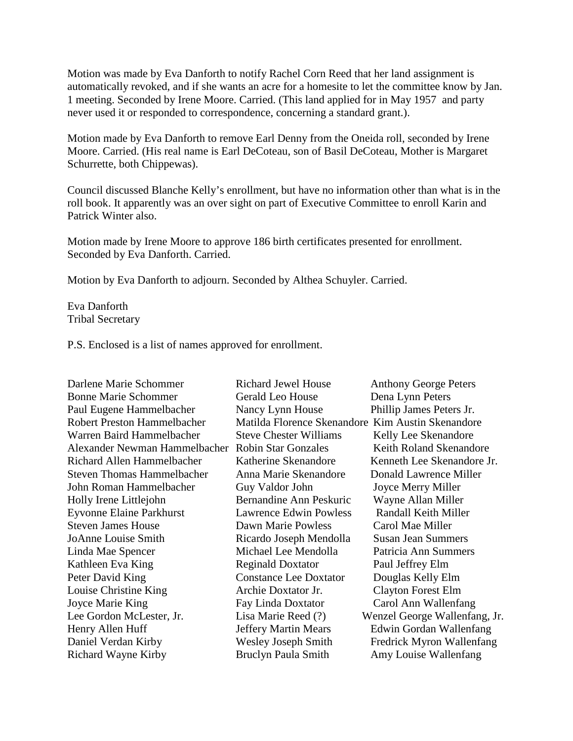Motion was made by Eva Danforth to notify Rachel Corn Reed that her land assignment is automatically revoked, and if she wants an acre for a homesite to let the committee know by Jan. 1 meeting. Seconded by Irene Moore. Carried. (This land applied for in May 1957 and party never used it or responded to correspondence, concerning a standard grant.).

Motion made by Eva Danforth to remove Earl Denny from the Oneida roll, seconded by Irene Moore. Carried. (His real name is Earl DeCoteau, son of Basil DeCoteau, Mother is Margaret Schurrette, both Chippewas).

Council discussed Blanche Kelly's enrollment, but have no information other than what is in the roll book. It apparently was an over sight on part of Executive Committee to enroll Karin and Patrick Winter also.

Motion made by Irene Moore to approve 186 birth certificates presented for enrollment. Seconded by Eva Danforth. Carried.

Motion by Eva Danforth to adjourn. Seconded by Althea Schuyler. Carried.

Eva Danforth
Tribal Secretary

P.S. Enclosed is a list of names approved for enrollment.

Darlene Marie Schommer
Bonne Marie Schommer
Paul Eugene Hammelbacher
Robert Preston Hammelbacher
Warren Baird Hammelbacher
Alexander Newman Hammelbacher
Richard Allen Hammelbacher
Steven Thomas Hammelbacher
John Roman Hammelbacher
Holly Irene Littlejohn
Eyvonne Elaine Parkhurst
Steven James House
JoAnne Louise Smith
Linda Mae Spencer
Kathleen Eva King
Peter David King
Louise Christine King
Joyce Marie King
Lee Gordon McLester, Jr.
Henry Allen Huff
Daniel Verdan Kirby
Richard Wayne Kirby

Richard Jewel House
Gerald Leo House
Nancy Lynn House
Matilda Florence Skenandore
Steve Chester Williams
Robin Star Gonzales
Katherine Skenandore
Anna Marie Skenandore
Guy Valdor John
Bernandine Ann Peskuric
Lawrence Edwin Powless
Dawn Marie Powless
Ricardo Joseph Mendolla
Michael Lee Mendolla
Reginald Doxtator
Constance Lee Doxtator
Archie Doxtator Jr.
Fay Linda Doxtator
Lisa Marie Reed (?)
Jeffery Martin Mears
Wesley Joseph Smith
Bruclyn Paula Smith

Anthony George Peters
Dena Lynn Peters
Phillip James Peters Jr.
Kim Austin Skenandore
Kelly Lee Skenandore
Keith Roland Skenandore
Kenneth Lee Skenandore Jr.
Donald Lawrence Miller
Joyce Merry Miller
Wayne Allan Miller
Randall Keith Miller
Carol Mae Miller
Susan Jean Summers
Patricia Ann Summers
Paul Jeffrey Elm
Douglas Kelly Elm
Clayton Forest Elm
Carol Ann Wallenfang
Wenzel George Wallenfang, Jr.
Edwin Gordan Wallenfang
Fredrick Myron Wallenfang
Amy Louise Wallenfang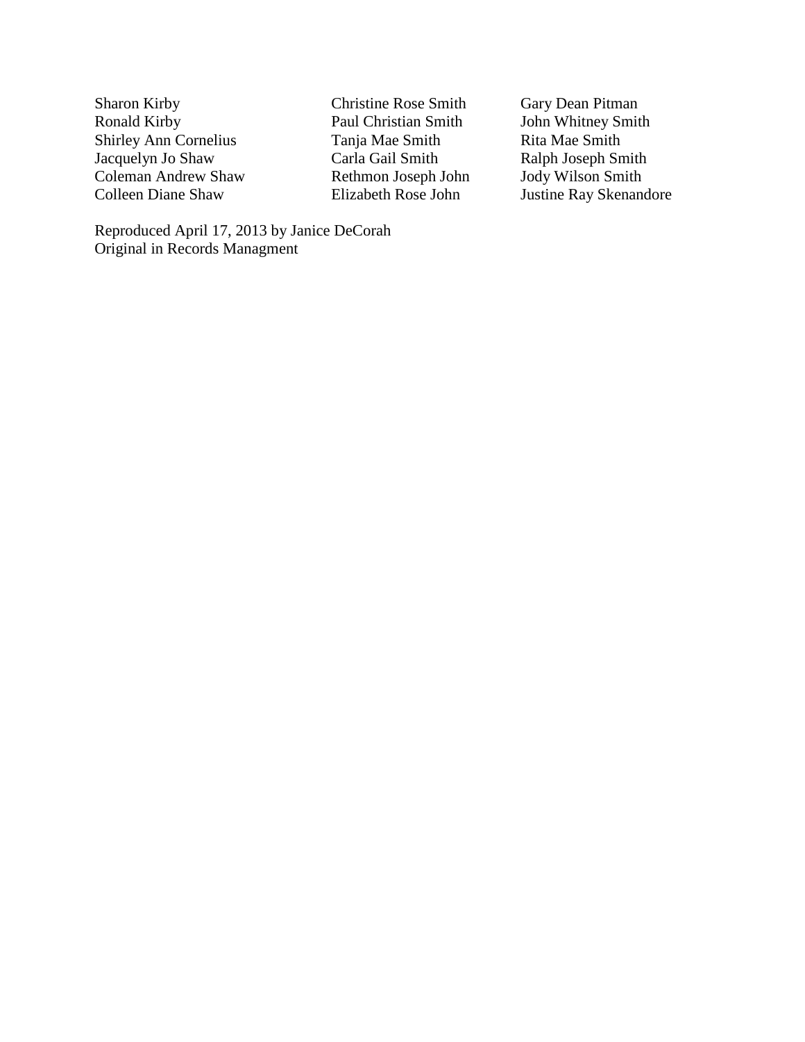Sharon Kirby
Ronald Kirby
Shirley Ann Cornelius
Jacquelyn Jo Shaw
Coleman Andrew Shaw
Colleen Diane Shaw
Christine Rose Smith
Paul Christian Smith
Tanja Mae Smith
Carla Gail Smith
Rethmon Joseph John
Elizabeth Rose John
Gary Dean Pitman
John Whitney Smith
Rita Mae Smith
Ralph Joseph Smith
Jody Wilson Smith
Justine Ray Skenandore

Reproduced April 17, 2013 by Janice DeCorah
Original in Records Managment